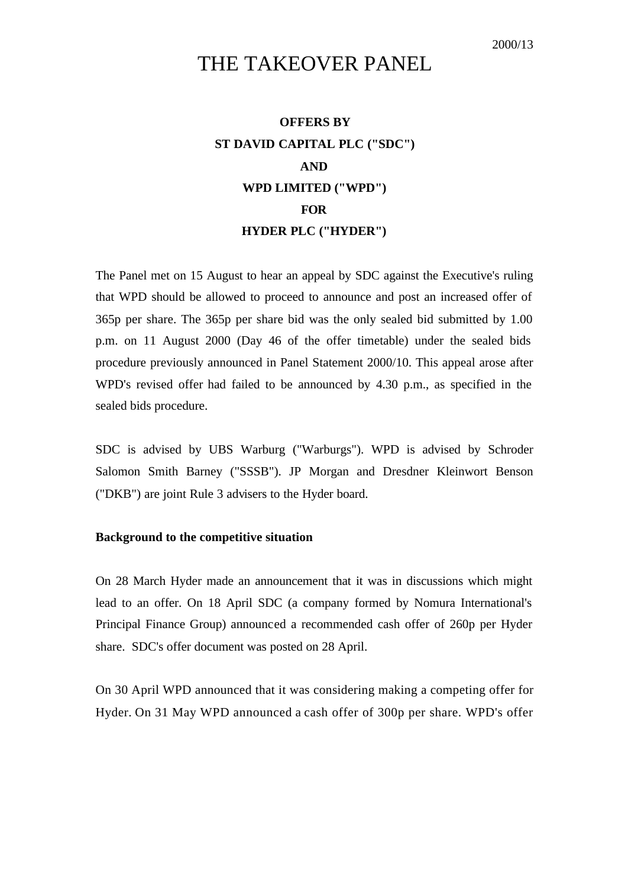2000/13

# THE TAKEOVER PANEL

**OFFERS BY**

**ST DAVID CAPITAL PLC ("SDC")**

**AND**

**WPD LIMITED ("WPD")**

**FOR**

**HYDER PLC ("HYDER")**

The Panel met on 15 August to hear an appeal by SDC against the Executive's ruling that WPD should be allowed to proceed to announce and post an increased offer of 365p per share. The 365p per share bid was the only sealed bid submitted by 1.00 p.m. on 11 August 2000 (Day 46 of the offer timetable) under the sealed bids procedure previously announced in Panel Statement 2000/10. This appeal arose after WPD's revised offer had failed to be announced by 4.30 p.m., as specified in the sealed bids procedure.

SDC is advised by UBS Warburg ("Warburgs"). WPD is advised by Schroder Salomon Smith Barney ("SSSB"). JP Morgan and Dresdner Kleinwort Benson ("DKB") are joint Rule 3 advisers to the Hyder board.

**Background to the competitive situation**

On 28 March Hyder made an announcement that it was in discussions which might lead to an offer. On 18 April SDC (a company formed by Nomura International's Principal Finance Group) announced a recommended cash offer of 260p per Hyder share. SDC's offer document was posted on 28 April.

On 30 April WPD announced that it was considering making a competing offer for Hyder. On 31 May WPD announced a cash offer of 300p per share. WPD's offer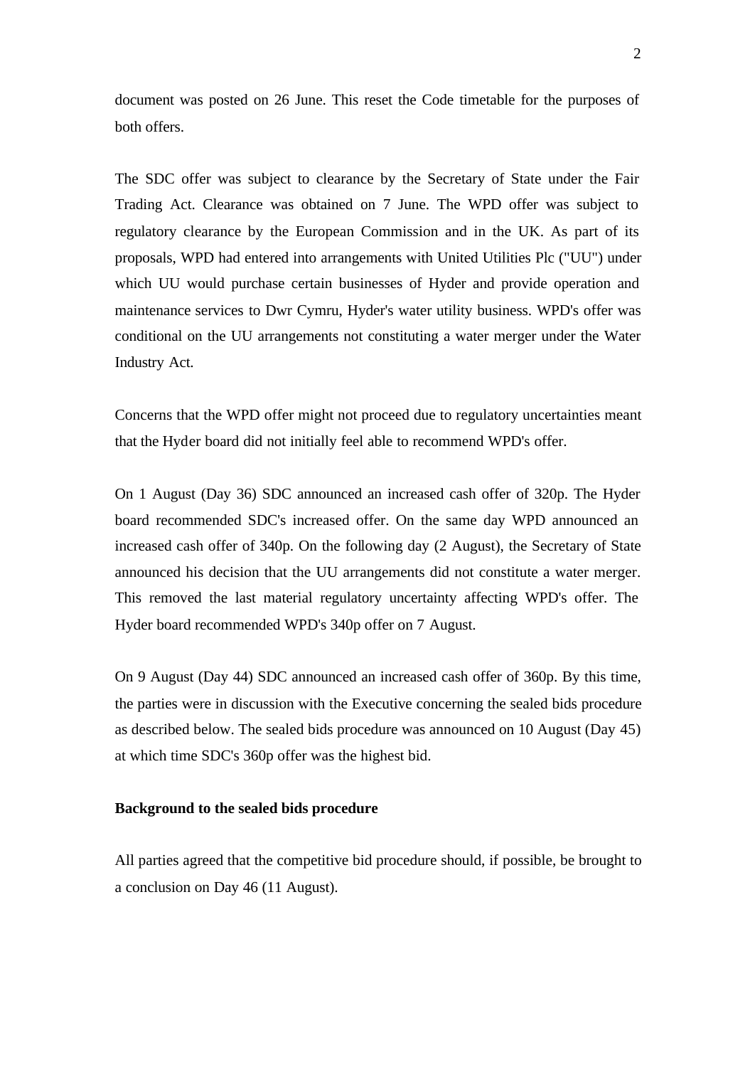document was posted on 26 June. This reset the Code timetable for the purposes of both offers.

The SDC offer was subject to clearance by the Secretary of State under the Fair Trading Act. Clearance was obtained on 7 June. The WPD offer was subject to regulatory clearance by the European Commission and in the UK. As part of its proposals, WPD had entered into arrangements with United Utilities Plc ("UU") under which UU would purchase certain businesses of Hyder and provide operation and maintenance services to Dwr Cymru, Hyder's water utility business. WPD's offer was conditional on the UU arrangements not constituting a water merger under the Water Industry Act.

Concerns that the WPD offer might not proceed due to regulatory uncertainties meant that the Hyder board did not initially feel able to recommend WPD's offer.

On 1 August (Day 36) SDC announced an increased cash offer of 320p. The Hyder board recommended SDC's increased offer. On the same day WPD announced an increased cash offer of 340p. On the following day (2 August), the Secretary of State announced his decision that the UU arrangements did not constitute a water merger. This removed the last material regulatory uncertainty affecting WPD's offer. The Hyder board recommended WPD's 340p offer on 7 August.

On 9 August (Day 44) SDC announced an increased cash offer of 360p. By this time, the parties were in discussion with the Executive concerning the sealed bids procedure as described below. The sealed bids procedure was announced on 10 August (Day 45) at which time SDC's 360p offer was the highest bid.

**Background to the sealed bids procedure**

All parties agreed that the competitive bid procedure should, if possible, be brought to a conclusion on Day 46 (11 August).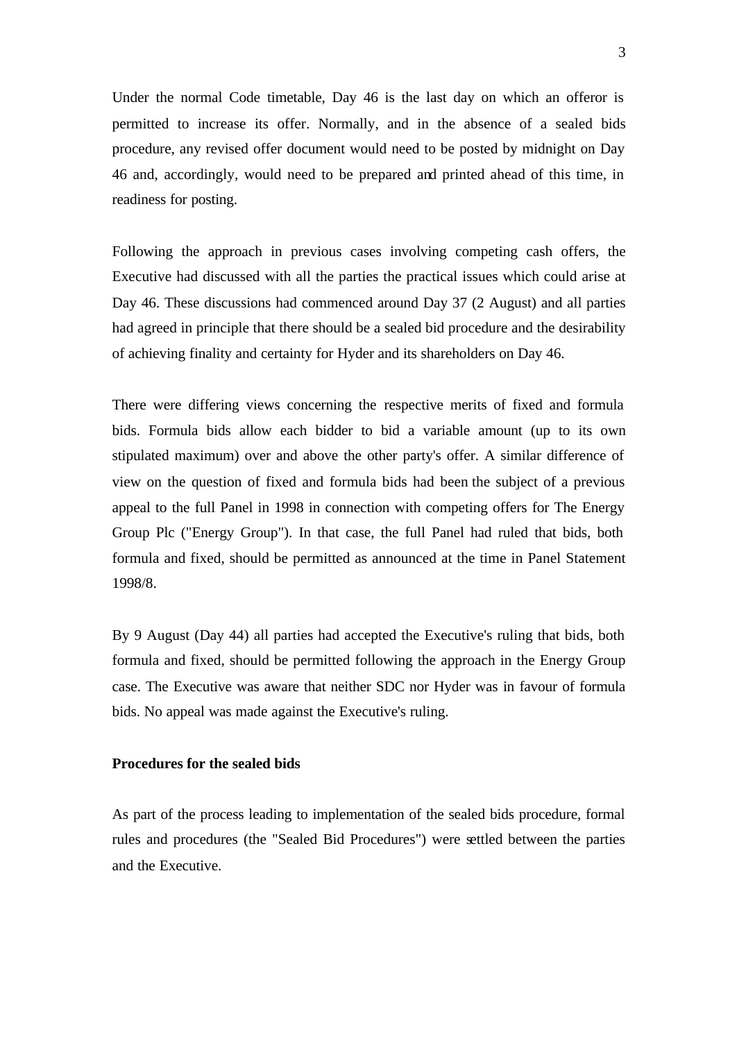Under the normal Code timetable, Day 46 is the last day on which an offeror is permitted to increase its offer. Normally, and in the absence of a sealed bids procedure, any revised offer document would need to be posted by midnight on Day 46 and, accordingly, would need to be prepared and printed ahead of this time, in readiness for posting.

Following the approach in previous cases involving competing cash offers, the Executive had discussed with all the parties the practical issues which could arise at Day 46. These discussions had commenced around Day 37 (2 August) and all parties had agreed in principle that there should be a sealed bid procedure and the desirability of achieving finality and certainty for Hyder and its shareholders on Day 46.

There were differing views concerning the respective merits of fixed and formula bids. Formula bids allow each bidder to bid a variable amount (up to its own stipulated maximum) over and above the other party's offer. A similar difference of view on the question of fixed and formula bids had been the subject of a previous appeal to the full Panel in 1998 in connection with competing offers for The Energy Group Plc ("Energy Group"). In that case, the full Panel had ruled that bids, both formula and fixed, should be permitted as announced at the time in Panel Statement 1998/8.

By 9 August (Day 44) all parties had accepted the Executive's ruling that bids, both formula and fixed, should be permitted following the approach in the Energy Group case. The Executive was aware that neither SDC nor Hyder was in favour of formula bids. No appeal was made against the Executive's ruling.

**Procedures for the sealed bids**

As part of the process leading to implementation of the sealed bids procedure, formal rules and procedures (the "Sealed Bid Procedures") were settled between the parties and the Executive.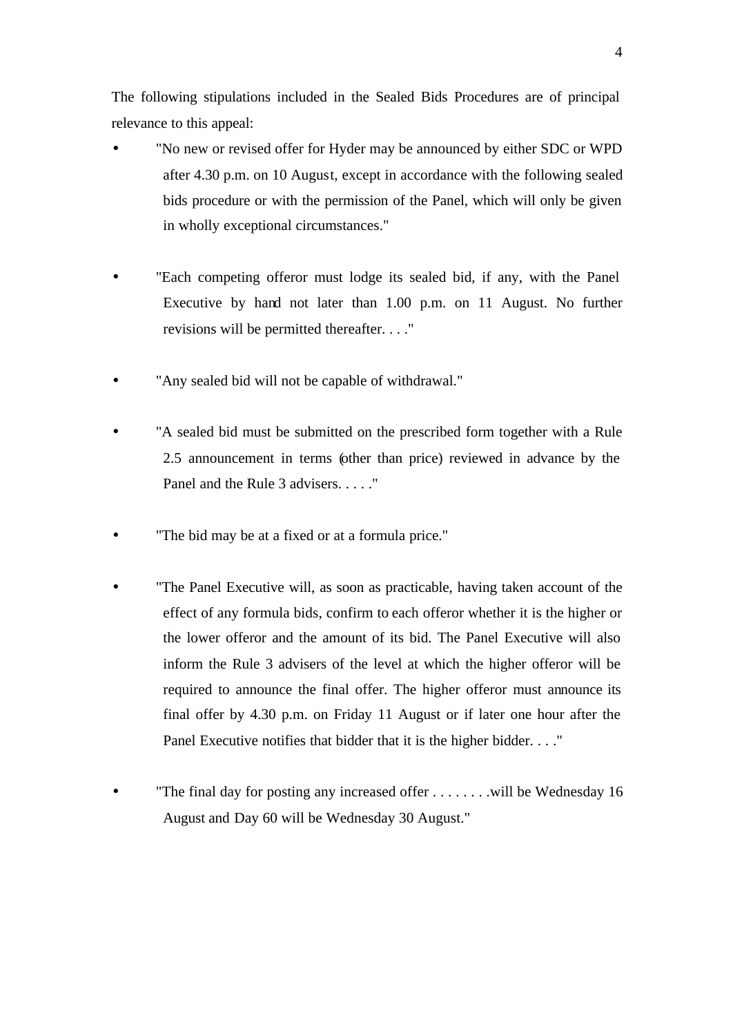The following stipulations included in the Sealed Bids Procedures are of principal relevance to this appeal:

- "No new or revised offer for Hyder may be announced by either SDC or WPD after 4.30 p.m. on 10 August, except in accordance with the following sealed bids procedure or with the permission of the Panel, which will only be given in wholly exceptional circumstances."

- "Each competing offeror must lodge its sealed bid, if any, with the Panel Executive by hand not later than 1.00 p.m. on 11 August. No further revisions will be permitted thereafter. . . ."

- "Any sealed bid will not be capable of withdrawal."

- "A sealed bid must be submitted on the prescribed form together with a Rule 2.5 announcement in terms (other than price) reviewed in advance by the Panel and the Rule 3 advisers. . . . ."

- "The bid may be at a fixed or at a formula price."

- "The Panel Executive will, as soon as practicable, having taken account of the effect of any formula bids, confirm to each offeror whether it is the higher or the lower offeror and the amount of its bid. The Panel Executive will also inform the Rule 3 advisers of the level at which the higher offeror will be required to announce the final offer. The higher offeror must announce its final offer by 4.30 p.m. on Friday 11 August or if later one hour after the Panel Executive notifies that bidder that it is the higher bidder. . . ."

- "The final day for posting any increased offer . . . . . . . .will be Wednesday 16 August and Day 60 will be Wednesday 30 August."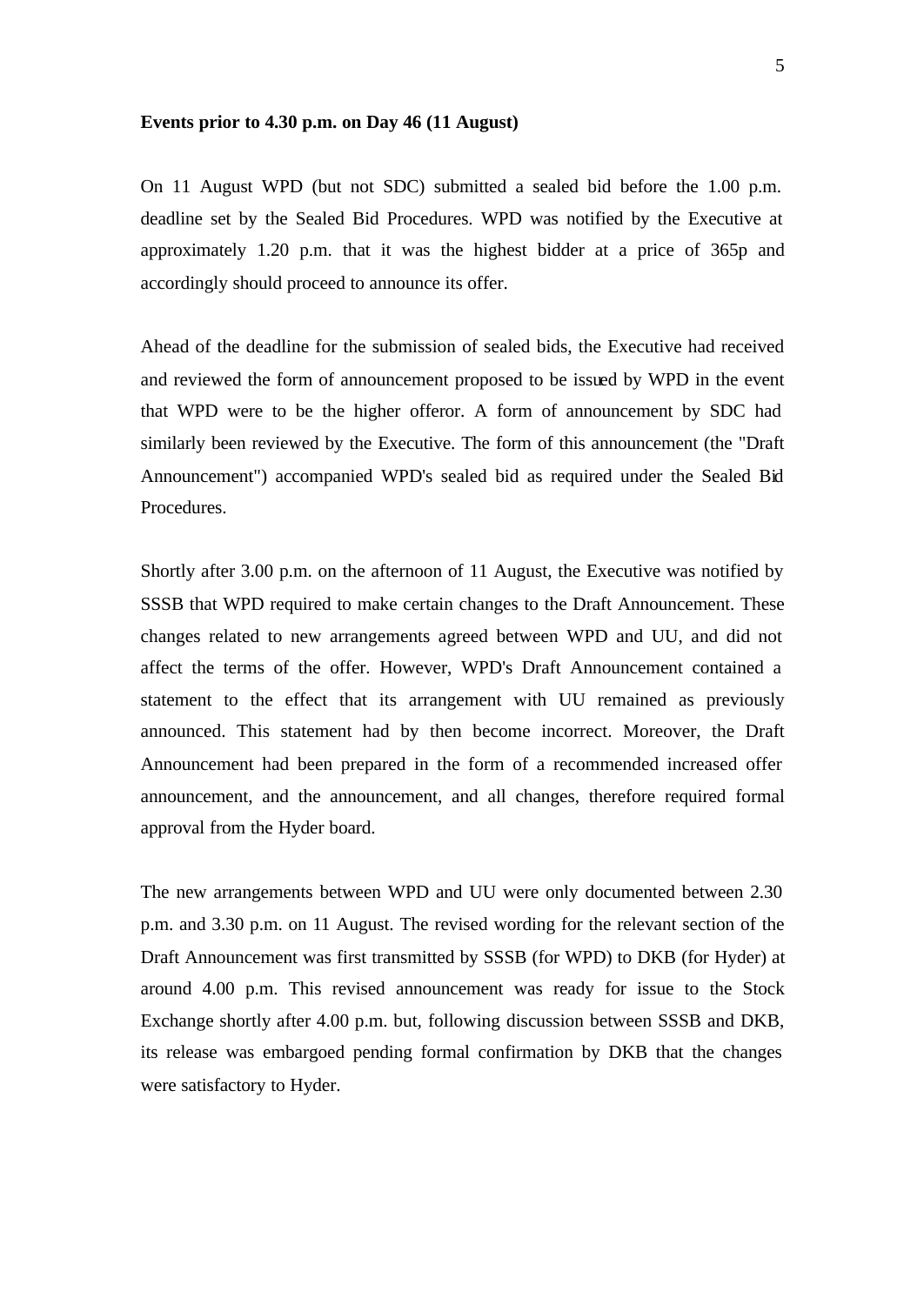**Events prior to 4.30 p.m. on Day 46 (11 August)**

On 11 August WPD (but not SDC) submitted a sealed bid before the 1.00 p.m. deadline set by the Sealed Bid Procedures. WPD was notified by the Executive at approximately 1.20 p.m. that it was the highest bidder at a price of 365p and accordingly should proceed to announce its offer.

Ahead of the deadline for the submission of sealed bids, the Executive had received and reviewed the form of announcement proposed to be issued by WPD in the event that WPD were to be the higher offeror. A form of announcement by SDC had similarly been reviewed by the Executive. The form of this announcement (the "Draft Announcement") accompanied WPD's sealed bid as required under the Sealed Bid Procedures.

Shortly after 3.00 p.m. on the afternoon of 11 August, the Executive was notified by SSSB that WPD required to make certain changes to the Draft Announcement. These changes related to new arrangements agreed between WPD and UU, and did not affect the terms of the offer. However, WPD's Draft Announcement contained a statement to the effect that its arrangement with UU remained as previously announced. This statement had by then become incorrect. Moreover, the Draft Announcement had been prepared in the form of a recommended increased offer announcement, and the announcement, and all changes, therefore required formal approval from the Hyder board.

The new arrangements between WPD and UU were only documented between 2.30 p.m. and 3.30 p.m. on 11 August. The revised wording for the relevant section of the Draft Announcement was first transmitted by SSSB (for WPD) to DKB (for Hyder) at around 4.00 p.m. This revised announcement was ready for issue to the Stock Exchange shortly after 4.00 p.m. but, following discussion between SSSB and DKB, its release was embargoed pending formal confirmation by DKB that the changes were satisfactory to Hyder.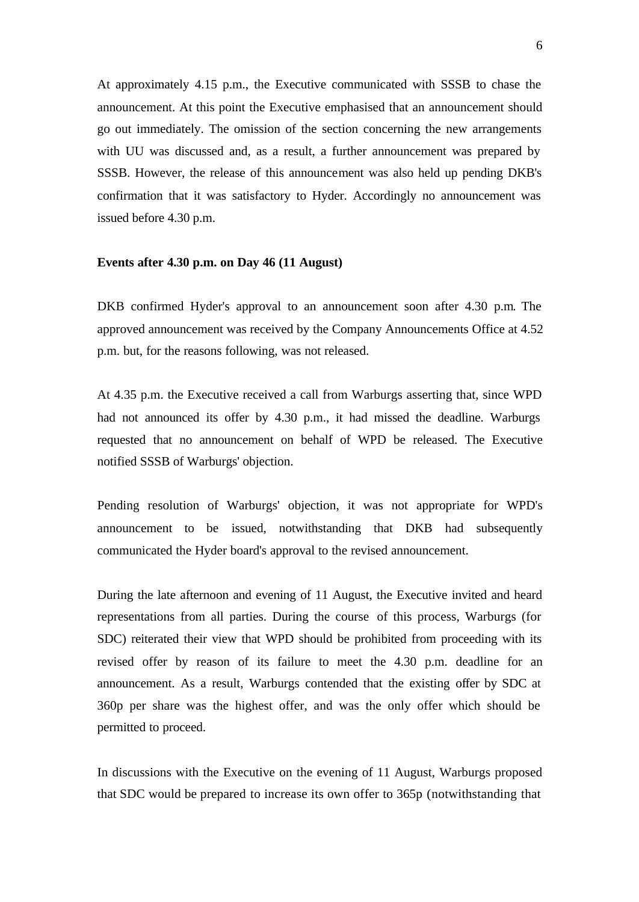At approximately 4.15 p.m., the Executive communicated with SSSB to chase the announcement. At this point the Executive emphasised that an announcement should go out immediately. The omission of the section concerning the new arrangements with UU was discussed and, as a result, a further announcement was prepared by SSSB. However, the release of this announcement was also held up pending DKB's confirmation that it was satisfactory to Hyder. Accordingly no announcement was issued before 4.30 p.m.

**Events after 4.30 p.m. on Day 46 (11 August)**

DKB confirmed Hyder's approval to an announcement soon after 4.30 p.m. The approved announcement was received by the Company Announcements Office at 4.52 p.m. but, for the reasons following, was not released.

At 4.35 p.m. the Executive received a call from Warburgs asserting that, since WPD had not announced its offer by 4.30 p.m., it had missed the deadline. Warburgs requested that no announcement on behalf of WPD be released. The Executive notified SSSB of Warburgs' objection.

Pending resolution of Warburgs' objection, it was not appropriate for WPD's announcement to be issued, notwithstanding that DKB had subsequently communicated the Hyder board's approval to the revised announcement.

During the late afternoon and evening of 11 August, the Executive invited and heard representations from all parties. During the course of this process, Warburgs (for SDC) reiterated their view that WPD should be prohibited from proceeding with its revised offer by reason of its failure to meet the 4.30 p.m. deadline for an announcement. As a result, Warburgs contended that the existing offer by SDC at 360p per share was the highest offer, and was the only offer which should be permitted to proceed.

In discussions with the Executive on the evening of 11 August, Warburgs proposed that SDC would be prepared to increase its own offer to 365p (notwithstanding that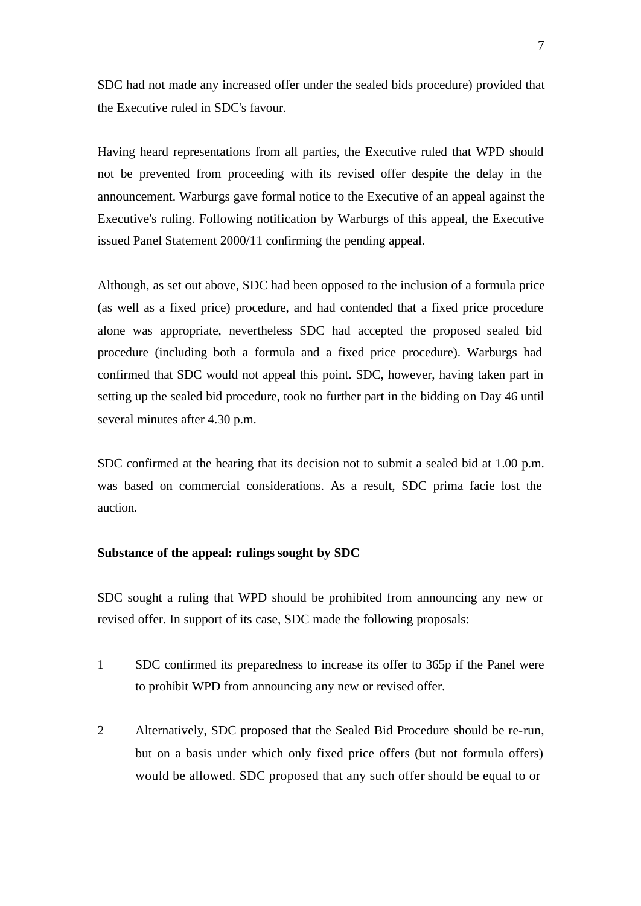SDC had not made any increased offer under the sealed bids procedure) provided that the Executive ruled in SDC's favour.

Having heard representations from all parties, the Executive ruled that WPD should not be prevented from proceeding with its revised offer despite the delay in the announcement. Warburgs gave formal notice to the Executive of an appeal against the Executive's ruling. Following notification by Warburgs of this appeal, the Executive issued Panel Statement 2000/11 confirming the pending appeal.

Although, as set out above, SDC had been opposed to the inclusion of a formula price (as well as a fixed price) procedure, and had contended that a fixed price procedure alone was appropriate, nevertheless SDC had accepted the proposed sealed bid procedure (including both a formula and a fixed price procedure). Warburgs had confirmed that SDC would not appeal this point. SDC, however, having taken part in setting up the sealed bid procedure, took no further part in the bidding on Day 46 until several minutes after 4.30 p.m.

SDC confirmed at the hearing that its decision not to submit a sealed bid at 1.00 p.m. was based on commercial considerations. As a result, SDC prima facie lost the auction.

**Substance of the appeal: rulings sought by SDC**

SDC sought a ruling that WPD should be prohibited from announcing any new or revised offer. In support of its case, SDC made the following proposals:

1. SDC confirmed its preparedness to increase its offer to 365p if the Panel were to prohibit WPD from announcing any new or revised offer.

2. Alternatively, SDC proposed that the Sealed Bid Procedure should be re-run, but on a basis under which only fixed price offers (but not formula offers) would be allowed. SDC proposed that any such offer should be equal to or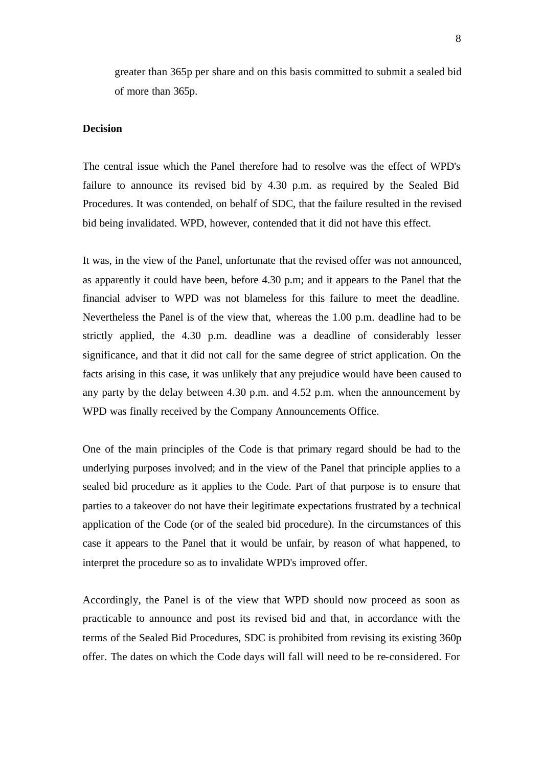greater than 365p per share and on this basis committed to submit a sealed bid of more than 365p.

**Decision**

The central issue which the Panel therefore had to resolve was the effect of WPD's failure to announce its revised bid by 4.30 p.m. as required by the Sealed Bid Procedures. It was contended, on behalf of SDC, that the failure resulted in the revised bid being invalidated. WPD, however, contended that it did not have this effect.

It was, in the view of the Panel, unfortunate that the revised offer was not announced, as apparently it could have been, before 4.30 p.m; and it appears to the Panel that the financial adviser to WPD was not blameless for this failure to meet the deadline. Nevertheless the Panel is of the view that, whereas the 1.00 p.m. deadline had to be strictly applied, the 4.30 p.m. deadline was a deadline of considerably lesser significance, and that it did not call for the same degree of strict application. On the facts arising in this case, it was unlikely that any prejudice would have been caused to any party by the delay between 4.30 p.m. and 4.52 p.m. when the announcement by WPD was finally received by the Company Announcements Office.

One of the main principles of the Code is that primary regard should be had to the underlying purposes involved; and in the view of the Panel that principle applies to a sealed bid procedure as it applies to the Code. Part of that purpose is to ensure that parties to a takeover do not have their legitimate expectations frustrated by a technical application of the Code (or of the sealed bid procedure). In the circumstances of this case it appears to the Panel that it would be unfair, by reason of what happened, to interpret the procedure so as to invalidate WPD's improved offer.

Accordingly, the Panel is of the view that WPD should now proceed as soon as practicable to announce and post its revised bid and that, in accordance with the terms of the Sealed Bid Procedures, SDC is prohibited from revising its existing 360p offer. The dates on which the Code days will fall will need to be re-considered. For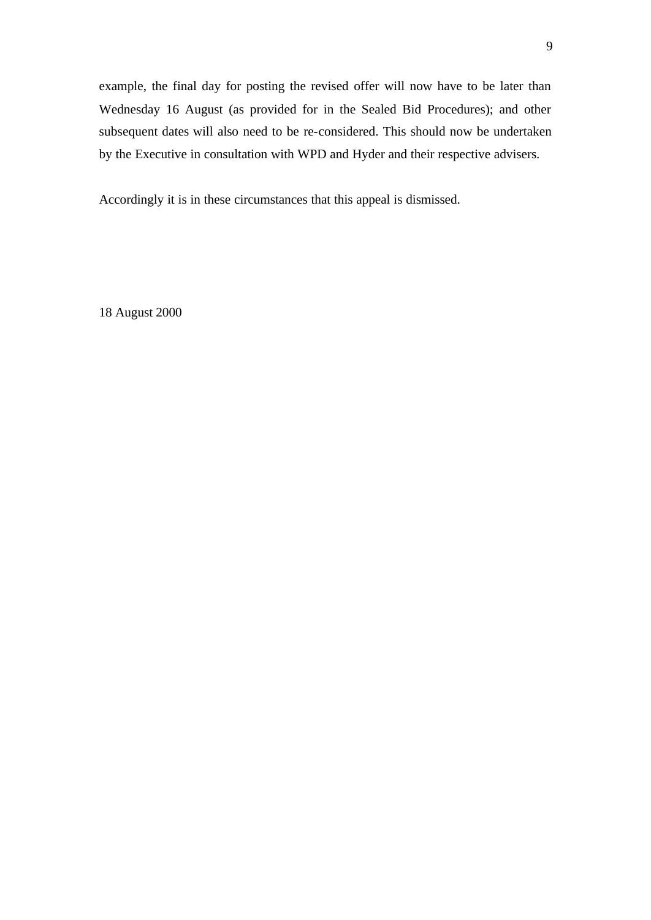example, the final day for posting the revised offer will now have to be later than Wednesday 16 August (as provided for in the Sealed Bid Procedures); and other subsequent dates will also need to be re-considered. This should now be undertaken by the Executive in consultation with WPD and Hyder and their respective advisers.

Accordingly it is in these circumstances that this appeal is dismissed.

18 August 2000